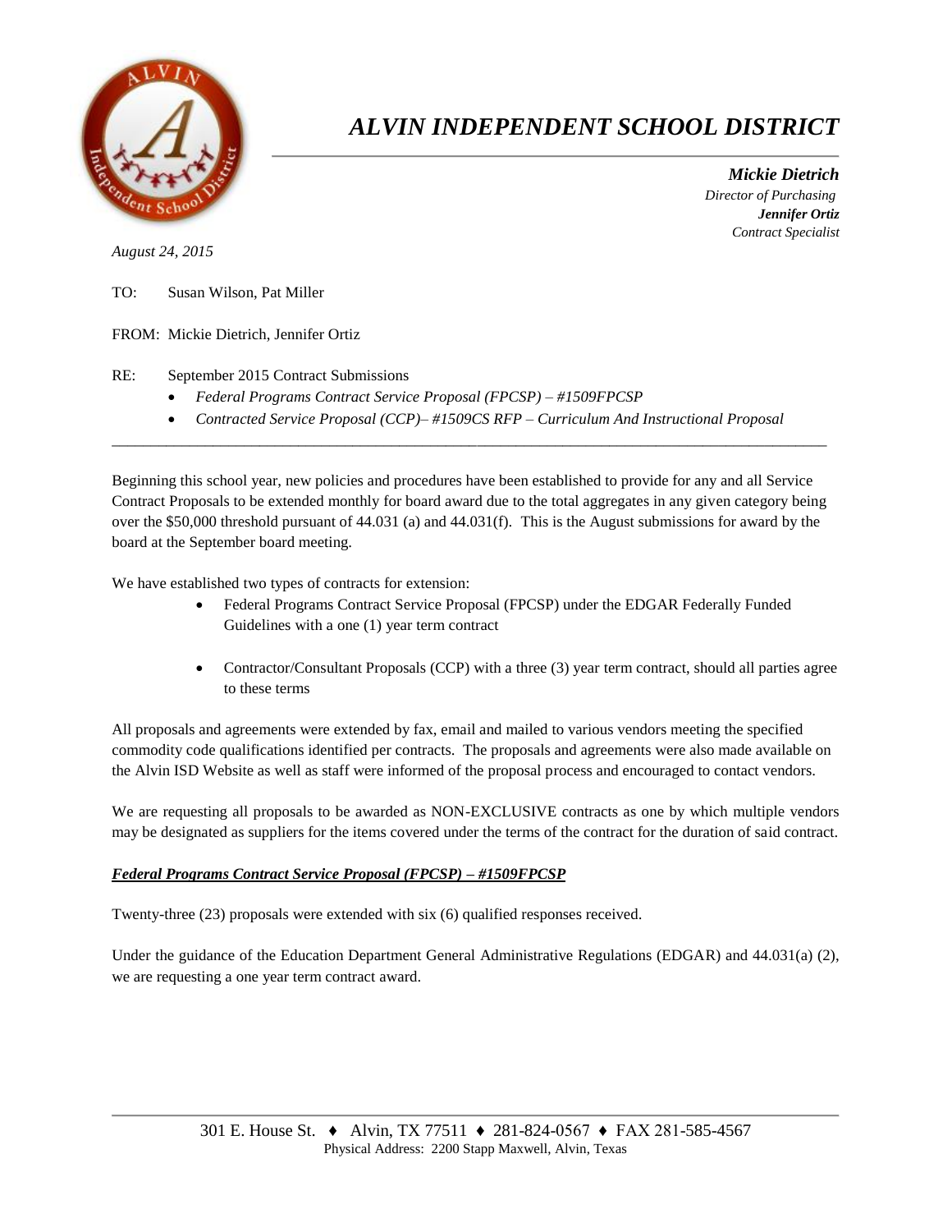# *ALVIN INDEPENDENT SCHOOL DISTRICT*

***Mickie Dietrich***
*Director of Purchasing*
***Jennifer Ortiz***
*Contract Specialist*

*August 24, 2015*

TO: Susan Wilson, Pat Miller

FROM: Mickie Dietrich, Jennifer Ortiz

RE: September 2015 Contract Submissions

- *Federal Programs Contract Service Proposal (FPCSP) – #1509FPCSP*
- *Contracted Service Proposal (CCP)– #1509CS RFP – Curriculum And Instructional Proposal*

---

Beginning this school year, new policies and procedures have been established to provide for any and all Service Contract Proposals to be extended monthly for board award due to the total aggregates in any given category being over the $50,000 threshold pursuant of 44.031 (a) and 44.031(f). This is the August submissions for award by the board at the September board meeting.

We have established two types of contracts for extension:

- Federal Programs Contract Service Proposal (FPCSP) under the EDGAR Federally Funded Guidelines with a one (1) year term contract
- Contractor/Consultant Proposals (CCP) with a three (3) year term contract, should all parties agree to these terms

All proposals and agreements were extended by fax, email and mailed to various vendors meeting the specified commodity code qualifications identified per contracts. The proposals and agreements were also made available on the Alvin ISD Website as well as staff were informed of the proposal process and encouraged to contact vendors.

We are requesting all proposals to be awarded as NON-EXCLUSIVE contracts as one by which multiple vendors may be designated as suppliers for the items covered under the terms of the contract for the duration of said contract.

***Federal Programs Contract Service Proposal (FPCSP) – #1509FPCSP***

Twenty-three (23) proposals were extended with six (6) qualified responses received.

Under the guidance of the Education Department General Administrative Regulations (EDGAR) and 44.031(a) (2), we are requesting a one year term contract award.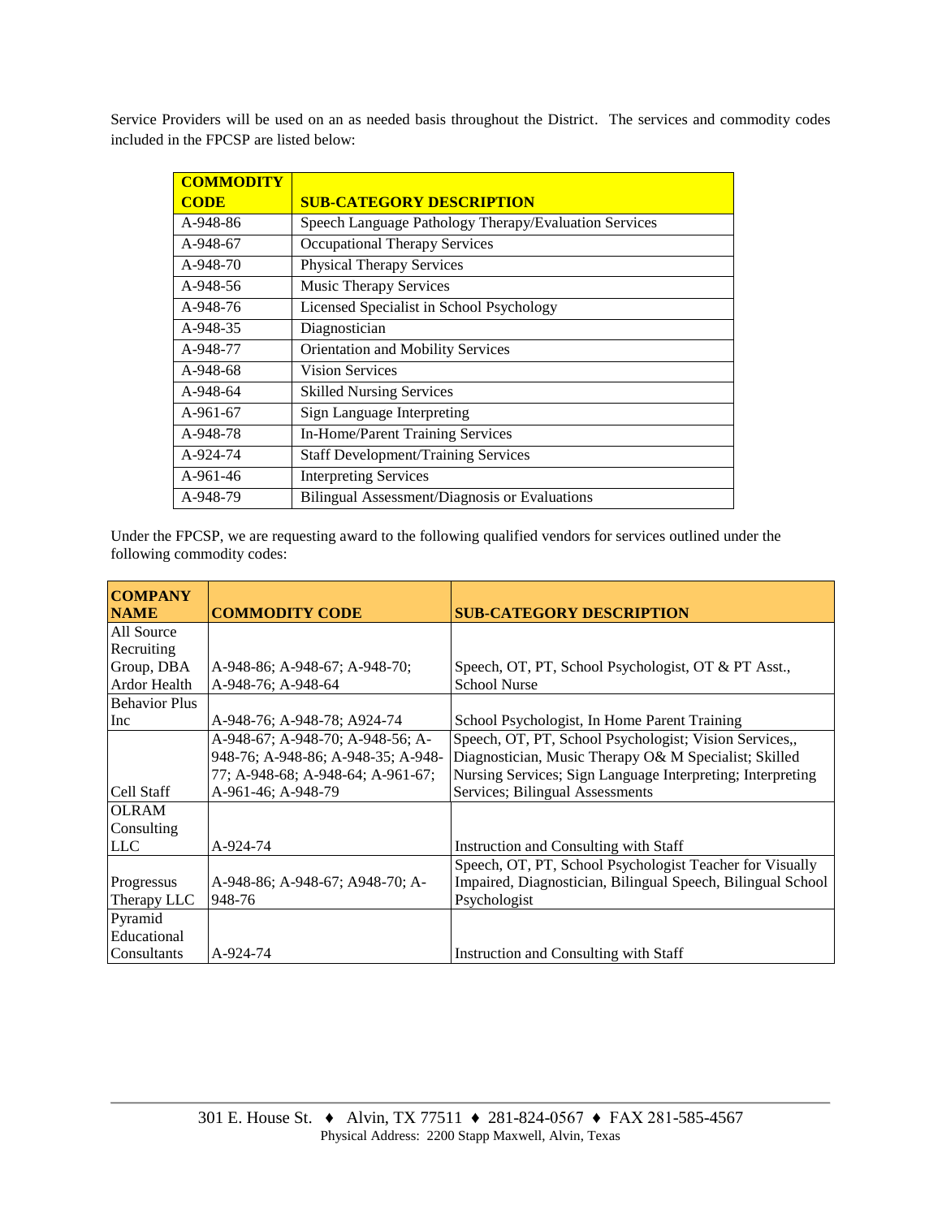Service Providers will be used on an as needed basis throughout the District. The services and commodity codes included in the FPCSP are listed below:

| COMMODITY CODE | SUB-CATEGORY DESCRIPTION |
|---|---|
| A-948-86 | Speech Language Pathology Therapy/Evaluation Services |
| A-948-67 | Occupational Therapy Services |
| A-948-70 | Physical Therapy Services |
| A-948-56 | Music Therapy Services |
| A-948-76 | Licensed Specialist in School Psychology |
| A-948-35 | Diagnostician |
| A-948-77 | Orientation and Mobility Services |
| A-948-68 | Vision Services |
| A-948-64 | Skilled Nursing Services |
| A-961-67 | Sign Language Interpreting |
| A-948-78 | In-Home/Parent Training Services |
| A-924-74 | Staff Development/Training Services |
| A-961-46 | Interpreting Services |
| A-948-79 | Bilingual Assessment/Diagnosis or Evaluations |

Under the FPCSP, we are requesting award to the following qualified vendors for services outlined under the following commodity codes:

| COMPANY NAME | COMMODITY CODE | SUB-CATEGORY DESCRIPTION |
|---|---|---|
| All Source Recruiting Group, DBA Ardor Health | A-948-86; A-948-67; A-948-70; A-948-76; A-948-64 | Speech, OT, PT, School Psychologist, OT & PT Asst., School Nurse |
| Behavior Plus Inc | A-948-76; A-948-78; A924-74 | School Psychologist, In Home Parent Training |
| Cell Staff | A-948-67; A-948-70; A-948-56; A-948-76; A-948-86; A-948-35; A-948-77; A-948-68; A-948-64; A-961-67; A-961-46; A-948-79 | Speech, OT, PT, School Psychologist; Vision Services,, Diagnostician, Music Therapy O& M Specialist; Skilled Nursing Services; Sign Language Interpreting; Interpreting Services; Bilingual Assessments |
| OLRAM Consulting LLC | A-924-74 | Instruction and Consulting with Staff |
| Progressus Therapy LLC | A-948-86; A-948-67; A948-70; A-948-76 | Speech, OT, PT, School Psychologist Teacher for Visually Impaired, Diagnostician, Bilingual Speech, Bilingual School Psychologist |
| Pyramid Educational Consultants | A-924-74 | Instruction and Consulting with Staff |

301 E. House St. ♦ Alvin, TX 77511 ♦ 281-824-0567 ♦ FAX 281-585-4567
Physical Address: 2200 Stapp Maxwell, Alvin, Texas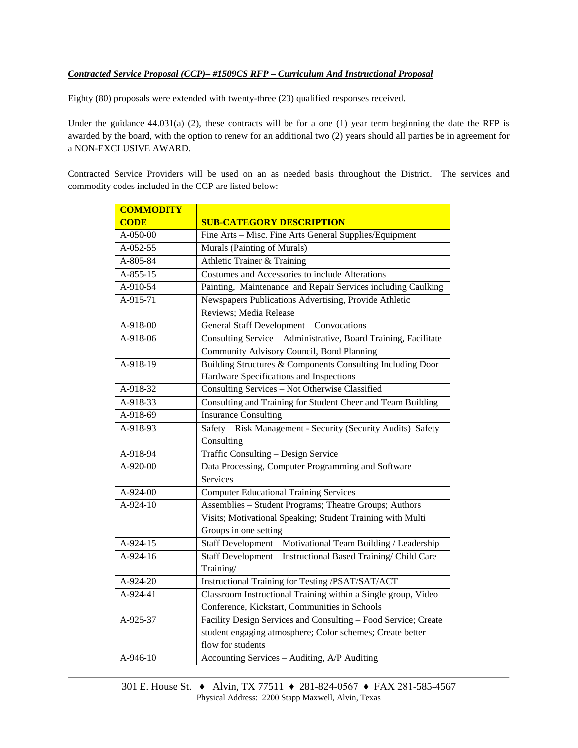***Contracted Service Proposal (CCP)– #1509CS RFP – Curriculum And Instructional Proposal***

Eighty (80) proposals were extended with twenty-three (23) qualified responses received.

Under the guidance 44.031(a) (2), these contracts will be for a one (1) year term beginning the date the RFP is awarded by the board, with the option to renew for an additional two (2) years should all parties be in agreement for a NON-EXCLUSIVE AWARD.

Contracted Service Providers will be used on an as needed basis throughout the District. The services and commodity codes included in the CCP are listed below:

| COMMODITY CODE | SUB-CATEGORY DESCRIPTION |
|---|---|
| A-050-00 | Fine Arts – Misc. Fine Arts General Supplies/Equipment |
| A-052-55 | Murals (Painting of Murals) |
| A-805-84 | Athletic Trainer & Training |
| A-855-15 | Costumes and Accessories to include Alterations |
| A-910-54 | Painting, Maintenance and Repair Services including Caulking |
| A-915-71 | Newspapers Publications Advertising, Provide Athletic Reviews; Media Release |
| A-918-00 | General Staff Development – Convocations |
| A-918-06 | Consulting Service – Administrative, Board Training, Facilitate Community Advisory Council, Bond Planning |
| A-918-19 | Building Structures & Components Consulting Including Door Hardware Specifications and Inspections |
| A-918-32 | Consulting Services – Not Otherwise Classified |
| A-918-33 | Consulting and Training for Student Cheer and Team Building |
| A-918-69 | Insurance Consulting |
| A-918-93 | Safety – Risk Management - Security (Security Audits) Safety Consulting |
| A-918-94 | Traffic Consulting – Design Service |
| A-920-00 | Data Processing, Computer Programming and Software Services |
| A-924-00 | Computer Educational Training Services |
| A-924-10 | Assemblies – Student Programs; Theatre Groups; Authors Visits; Motivational Speaking; Student Training with Multi Groups in one setting |
| A-924-15 | Staff Development – Motivational Team Building / Leadership |
| A-924-16 | Staff Development – Instructional Based Training/ Child Care Training/ |
| A-924-20 | Instructional Training for Testing /PSAT/SAT/ACT |
| A-924-41 | Classroom Instructional Training within a Single group, Video Conference, Kickstart, Communities in Schools |
| A-925-37 | Facility Design Services and Consulting – Food Service; Create student engaging atmosphere; Color schemes; Create better flow for students |
| A-946-10 | Accounting Services – Auditing, A/P Auditing |

301 E. House St. ♦ Alvin, TX 77511 ♦ 281-824-0567 ♦ FAX 281-585-4567
Physical Address: 2200 Stapp Maxwell, Alvin, Texas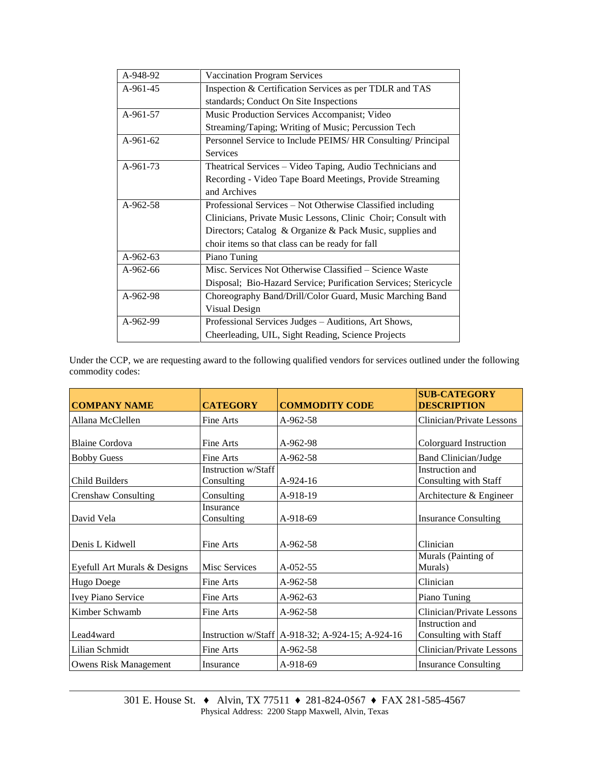| | |
|---|---|
| A-948-92 | Vaccination Program Services |
| A-961-45 | Inspection & Certification Services as per TDLR and TAS standards; Conduct On Site Inspections |
| A-961-57 | Music Production Services Accompanist; Video Streaming/Taping; Writing of Music; Percussion Tech |
| A-961-62 | Personnel Service to Include PEIMS/ HR Consulting/ Principal Services |
| A-961-73 | Theatrical Services – Video Taping, Audio Technicians and Recording - Video Tape Board Meetings, Provide Streaming and Archives |
| A-962-58 | Professional Services – Not Otherwise Classified including Clinicians, Private Music Lessons, Clinic Choir; Consult with Directors; Catalog & Organize & Pack Music, supplies and choir items so that class can be ready for fall |
| A-962-63 | Piano Tuning |
| A-962-66 | Misc. Services Not Otherwise Classified – Science Waste Disposal; Bio-Hazard Service; Purification Services; Stericycle |
| A-962-98 | Choreography Band/Drill/Color Guard, Music Marching Band Visual Design |
| A-962-99 | Professional Services Judges – Auditions, Art Shows, Cheerleading, UIL, Sight Reading, Science Projects |

Under the CCP, we are requesting award to the following qualified vendors for services outlined under the following commodity codes:

| COMPANY NAME | CATEGORY | COMMODITY CODE | SUB-CATEGORY DESCRIPTION |
|---|---|---|---|
| Allana McClellen | Fine Arts | A-962-58 | Clinician/Private Lessons |
| Blaine Cordova | Fine Arts | A-962-98 | Colorguard Instruction |
| Bobby Guess | Fine Arts | A-962-58 | Band Clinician/Judge |
| Child Builders | Instruction w/Staff Consulting | A-924-16 | Instruction and Consulting with Staff |
| Crenshaw Consulting | Consulting | A-918-19 | Architecture & Engineer |
| David Vela | Insurance Consulting | A-918-69 | Insurance Consulting |
| Denis L Kidwell | Fine Arts | A-962-58 | Clinician |
| Eyefull Art Murals & Designs | Misc Services | A-052-55 | Murals (Painting of Murals) |
| Hugo Doege | Fine Arts | A-962-58 | Clinician |
| Ivey Piano Service | Fine Arts | A-962-63 | Piano Tuning |
| Kimber Schwamb | Fine Arts | A-962-58 | Clinician/Private Lessons |
| Lead4ward | Instruction w/Staff | A-918-32; A-924-15; A-924-16 | Instruction and Consulting with Staff |
| Lilian Schmidt | Fine Arts | A-962-58 | Clinician/Private Lessons |
| Owens Risk Management | Insurance | A-918-69 | Insurance Consulting |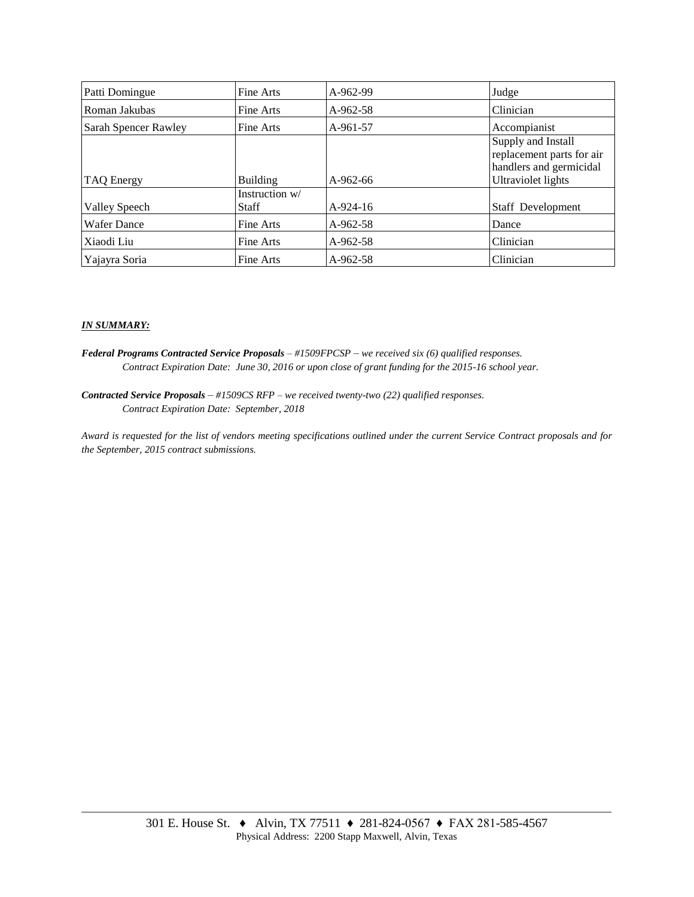| | | | |
|---|---|---|---|
| Patti Domingue | Fine Arts | A-962-99 | Judge |
| Roman Jakubas | Fine Arts | A-962-58 | Clinician |
| Sarah Spencer Rawley | Fine Arts | A-961-57 | Accompianist |
| TAQ Energy | Building | A-962-66 | Supply and Install replacement parts for air handlers and germicidal Ultraviolet lights |
| Valley Speech | Instruction w/ Staff | A-924-16 | Staff Development |
| Wafer Dance | Fine Arts | A-962-58 | Dance |
| Xiaodi Liu | Fine Arts | A-962-58 | Clinician |
| Yajayra Soria | Fine Arts | A-962-58 | Clinician |

***IN SUMMARY:***

***Federal Programs Contracted Service Proposals** – #1509FPCSP – we received six (6) qualified responses.*
*Contract Expiration Date: June 30, 2016 or upon close of grant funding for the 2015-16 school year.*

***Contracted Service Proposals** – #1509CS RFP – we received twenty-two (22) qualified responses.*
*Contract Expiration Date: September, 2018*

*Award is requested for the list of vendors meeting specifications outlined under the current Service Contract proposals and for the September, 2015 contract submissions.*

301 E. House St. ♦ Alvin, TX 77511 ♦ 281-824-0567 ♦ FAX 281-585-4567
Physical Address: 2200 Stapp Maxwell, Alvin, Texas